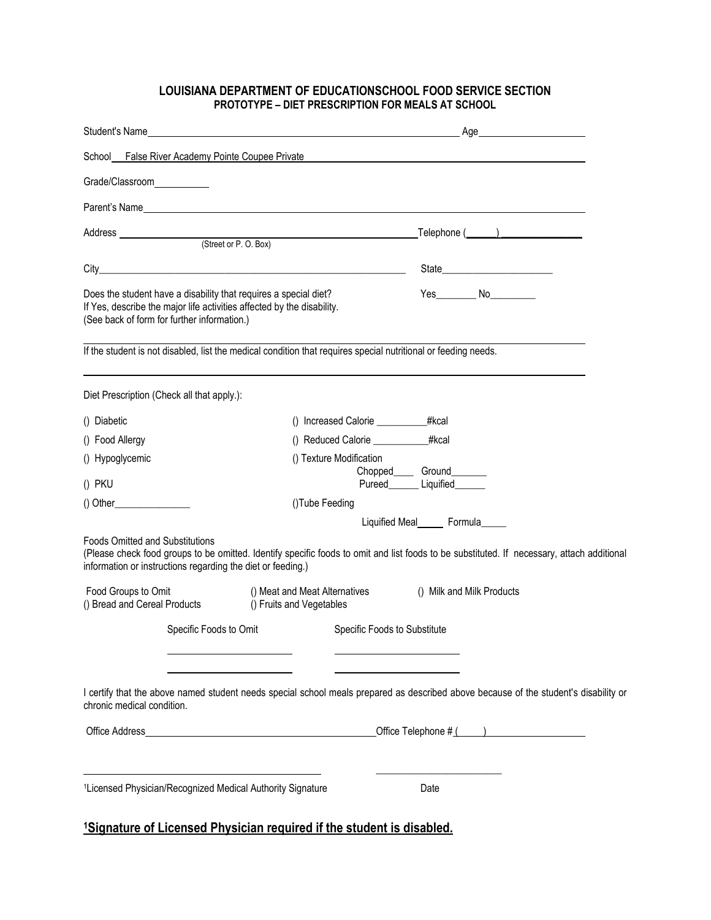## LOUISIANA DEPARTMENT OF EDUCATIONSCHOOL FOOD SERVICE SECTION
### PROTOTYPE – DIET PRESCRIPTION FOR MEALS AT SCHOOL

Student's Name________________________________________________ Age____________________

School False River Academy Pointe Coupee Private

Grade/Classroom__________

Parent's Name______________________________________________________________

Address ________________________________________ Telephone (_____)_______________
(Street or P. O. Box)

City_________________________________________________________ State_____________________

Does the student have a disability that requires a special diet? Yes________ No________
If Yes, describe the major life activities affected by the disability.
(See back of form for further information.)

_______________________________________________________________________________

If the student is not disabled, list the medical condition that requires special nutritional or feeding needs.

_______________________________________________________________________________

Diet Prescription (Check all that apply.):

() Diabetic

() Food Allergy

() Hypoglycemic

() PKU

() Other_______________

() Increased Calorie __________#kcal

() Reduced Calorie ___________#kcal

() Texture Modification
Chopped____ Ground_______
Pureed______ Liquified______

()Tube Feeding
Liquified Meal_____ Formula_____

Foods Omitted and Substitutions
(Please check food groups to be omitted. Identify specific foods to omit and list foods to be substituted. If necessary, attach additional information or instructions regarding the diet or feeding.)

Food Groups to Omit

() Meat and Meat Alternatives

() Milk and Milk Products

() Bread and Cereal Products

() Fruits and Vegetables

| Specific Foods to Omit | Specific Foods to Substitute |
|---|---|
| ________________________ | ________________________ |
| ________________________ | ________________________ |

I certify that the above named student needs special school meals prepared as described above because of the student's disability or chronic medical condition.

Office Address____________________________________________ Office Telephone # (_____)___________________

____________________________________________ ________________________

[1]Licensed Physician/Recognized Medical Authority Signature Date

**[1]Signature of Licensed Physician required if the student is disabled.**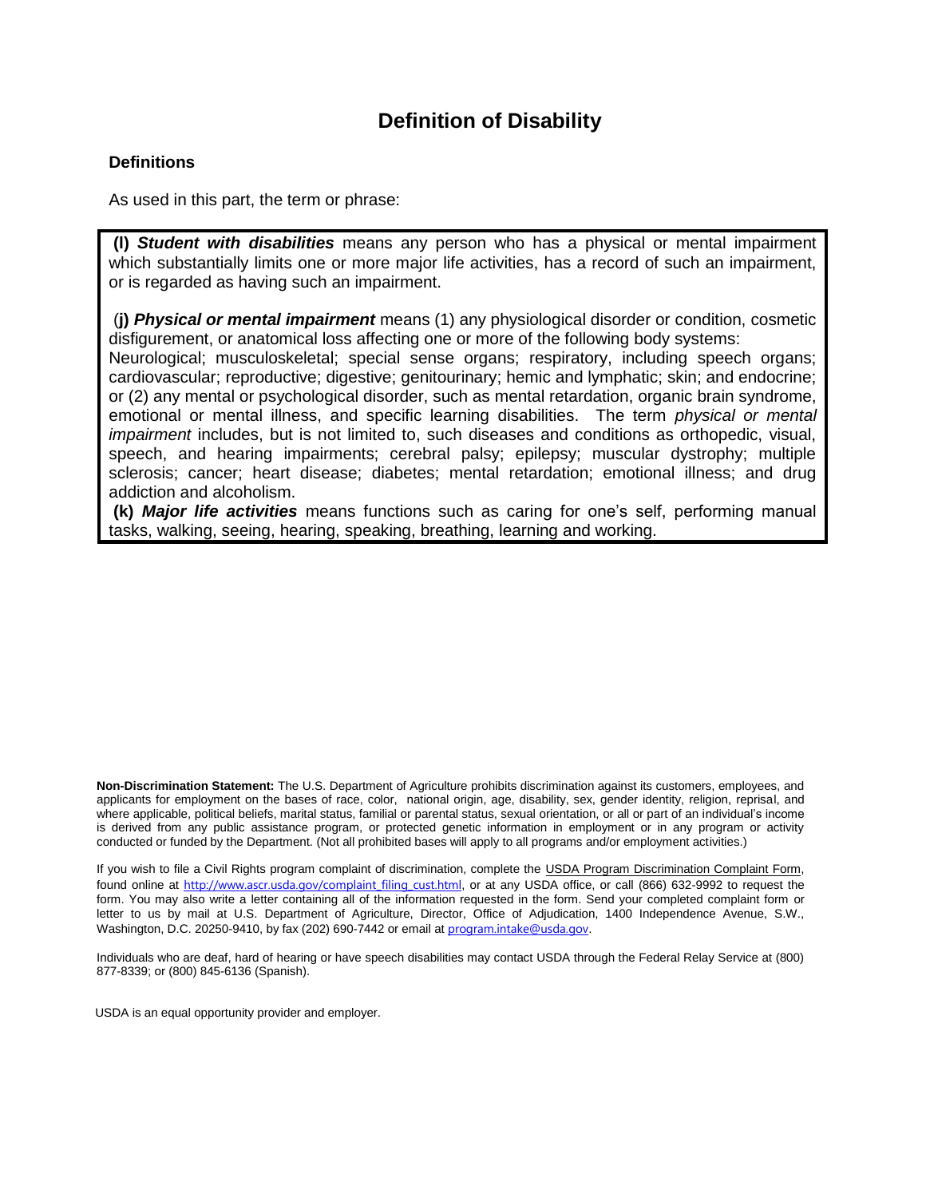# Definition of Disability

### Definitions

As used in this part, the term or phrase:

**(l)** ***Student with disabilities*** means any person who has a physical or mental impairment which substantially limits one or more major life activities, has a record of such an impairment, or is regarded as having such an impairment.

(**j) *Physical or mental impairment*** means (1) any physiological disorder or condition, cosmetic disfigurement, or anatomical loss affecting one or more of the following body systems: Neurological; musculoskeletal; special sense organs; respiratory, including speech organs; cardiovascular; reproductive; digestive; genitourinary; hemic and lymphatic; skin; and endocrine; or (2) any mental or psychological disorder, such as mental retardation, organic brain syndrome, emotional or mental illness, and specific learning disabilities. The term *physical or mental impairment* includes, but is not limited to, such diseases and conditions as orthopedic, visual, speech, and hearing impairments; cerebral palsy; epilepsy; muscular dystrophy; multiple sclerosis; cancer; heart disease; diabetes; mental retardation; emotional illness; and drug addiction and alcoholism.

**(k)** ***Major life activities*** means functions such as caring for one's self, performing manual tasks, walking, seeing, hearing, speaking, breathing, learning and working.

**Non-Discrimination Statement:** The U.S. Department of Agriculture prohibits discrimination against its customers, employees, and applicants for employment on the bases of race, color, national origin, age, disability, sex, gender identity, religion, reprisal, and where applicable, political beliefs, marital status, familial or parental status, sexual orientation, or all or part of an individual's income is derived from any public assistance program, or protected genetic information in employment or in any program or activity conducted or funded by the Department. (Not all prohibited bases will apply to all programs and/or employment activities.)

If you wish to file a Civil Rights program complaint of discrimination, complete the USDA Program Discrimination Complaint Form, found online at http://www.ascr.usda.gov/complaint_filing_cust.html, or at any USDA office, or call (866) 632-9992 to request the form. You may also write a letter containing all of the information requested in the form. Send your completed complaint form or letter to us by mail at U.S. Department of Agriculture, Director, Office of Adjudication, 1400 Independence Avenue, S.W., Washington, D.C. 20250-9410, by fax (202) 690-7442 or email at program.intake@usda.gov.

Individuals who are deaf, hard of hearing or have speech disabilities may contact USDA through the Federal Relay Service at (800) 877-8339; or (800) 845-6136 (Spanish).

USDA is an equal opportunity provider and employer.